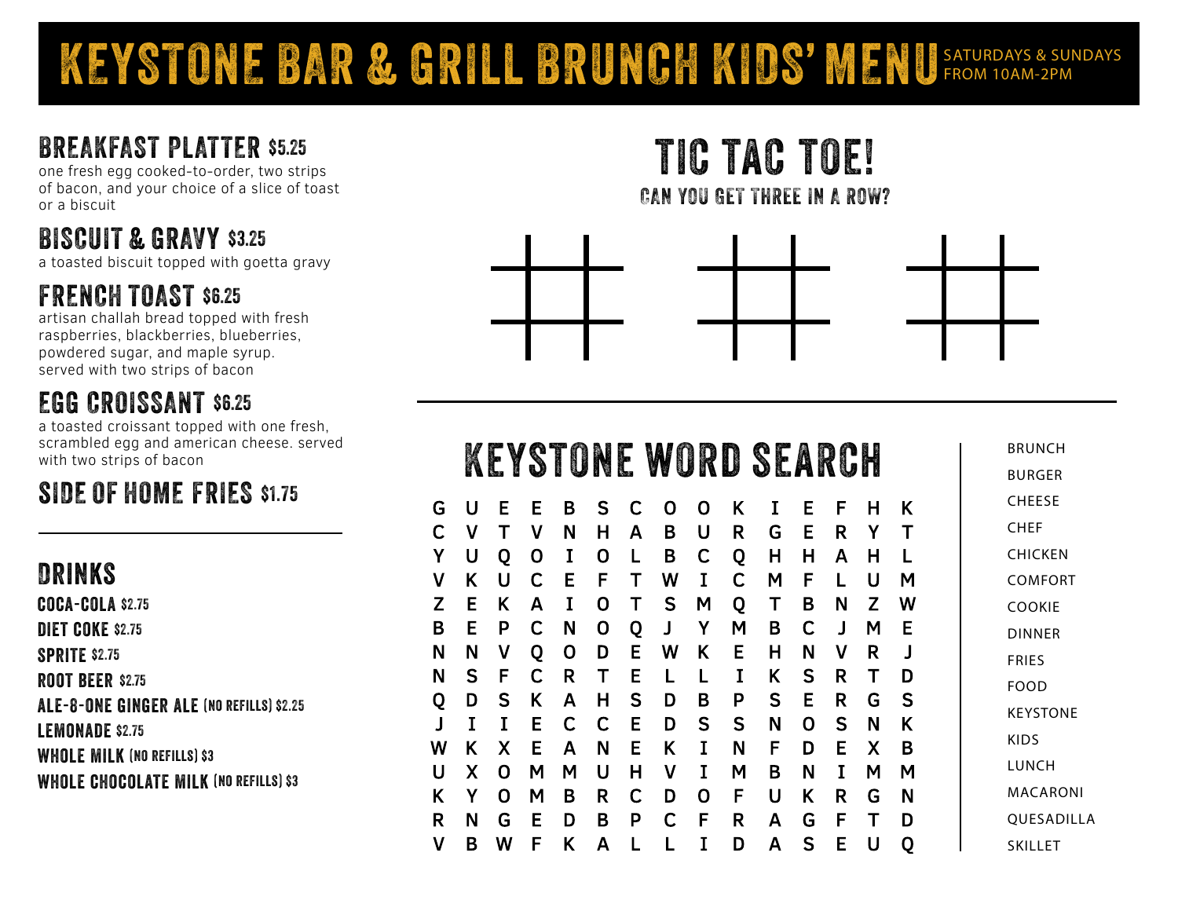# KEYSTONE BAR & GRILL BRUNCH KIDS' MENU

SATURDAYS & SUNDAYS FROM 10AM-2PM

## BREAKFAST PLATTER $5.25

one fresh egg cooked-to-order, two strips of bacon, and your choice of a slice of toast or a biscuit

## BISCUIT & GRAVY $3.25

a toasted biscuit topped with goetta gravy

## FRENCH TOAST $6.25

artisan challah bread topped with fresh raspberries, blackberries, blueberries, powdered sugar, and maple syrup. served with two strips of bacon

## EGG CROISSANT $6.25

a toasted croissant topped with one fresh, scrambled egg and american cheese. served with two strips of bacon

## SIDE OF HOME FRIES $1.75

## DRINKS

- COCA-COLA $2.75
- DIET COKE $2.75
- SPRITE $2.75
- ROOT BEER $2.75
- ALE-8-ONE GINGER ALE (NO REFILLS) $2.25
- LEMONADE $2.75
- WHOLE MILK (NO REFILLS) $3
- WHOLE CHOCOLATE MILK (NO REFILLS) $3

## TIC TAC TOE!

### CAN YOU GET THREE IN A ROW?

## KEYSTONE WORD SEARCH

```
G U E E B S C O O K I E F H K
C V T V N H A B U R G E R Y T
Y U Q O I O L B C Q H H A H L
V K U C E F T W I C M F L U M
Z E K A I O T S M Q T B N Z W
B E P C N O Q J Y M B C J M E
N N V Q O D E W K E H N V R J
N S F C R T E L L I K S R T D
Q D S K A H S D B P S E R G S
J I I E C C E D S S N O S N K
W K X E A N E K I N F D E X B
U X O M M U H V I M B N I M M
K Y O M B R C D O F U K R G N
R N G E D B P C F R A G F T D
V B W F K A L L I D A S E U Q
```

- BRUNCH
- BURGER
- CHEESE
- CHEF
- CHICKEN
- COMFORT
- COOKIE
- DINNER
- FRIES
- FOOD
- KEYSTONE
- KIDS
- LUNCH
- MACARONI
- QUESADILLA
- SKILLET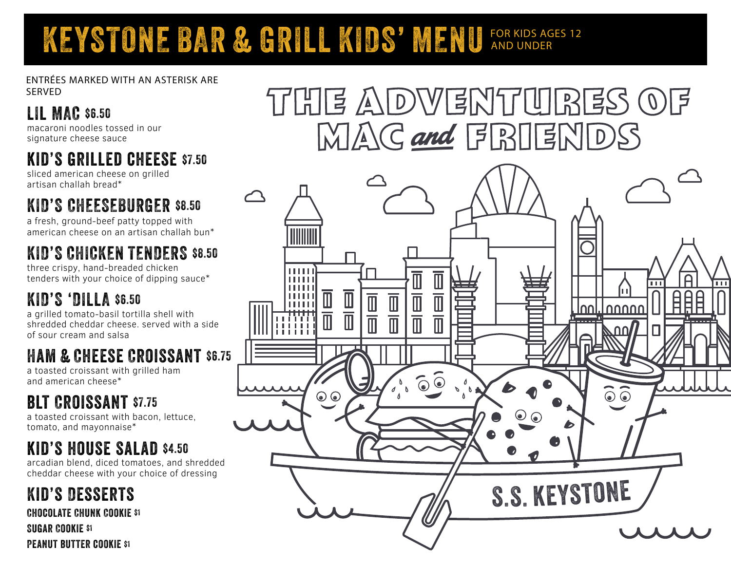# KEYSTONE BAR & GRILL KIDS' MENU

FOR KIDS AGES 12 AND UNDER

ENTRÉES MARKED WITH AN ASTERISK ARE SERVED

## LIL MAC $6.50

macaroni noodles tossed in our signature cheese sauce

## KID'S GRILLED CHEESE $7.50

sliced american cheese on grilled artisan challah bread*

## KID'S CHEESEBURGER $8.50

a fresh, ground-beef patty topped with american cheese on an artisan challah bun*

## KID'S CHICKEN TENDERS $8.50

three crispy, hand-breaded chicken tenders with your choice of dipping sauce*

## KID'S 'DILLA $6.50

a grilled tomato-basil tortilla shell with shredded cheddar cheese. served with a side of sour cream and salsa

## HAM & CHEESE CROISSANT $6.75

a toasted croissant with grilled ham and american cheese*

## BLT CROISSANT $7.75

a toasted croissant with bacon, lettuce, tomato, and mayonnaise*

## KID'S HOUSE SALAD $4.50

arcadian blend, diced tomatoes, and shredded cheddar cheese with your choice of dressing

## KID'S DESSERTS

**CHOCOLATE CHUNK COOKIE $1**

**SUGAR COOKIE $1**

**PEANUT BUTTER COOKIE $1**

# THE ADVENTURES OF MAC *and* FRIENDS

S.S. KEYSTONE